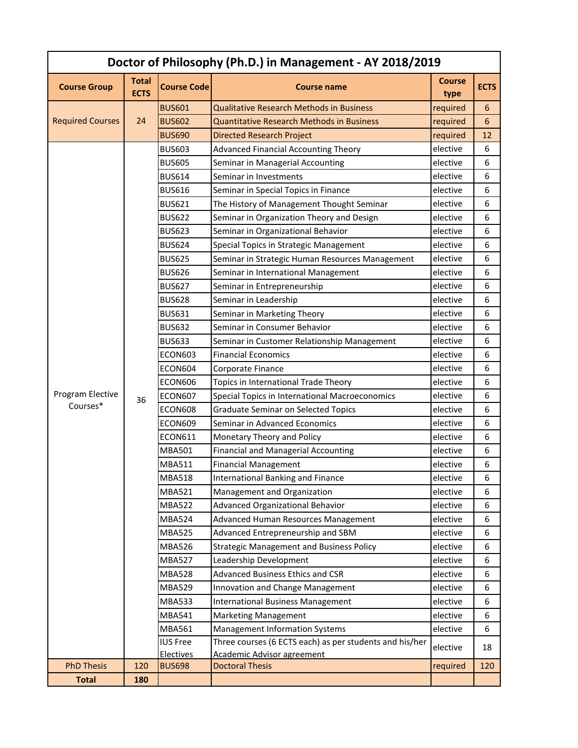| Doctor of Philosophy (Ph.D.) in Management - AY 2018/2019 | | | | | |
|---|---|---|---|---|---|
| **Course Group** | **Total ECTS** | **Course Code** | **Course name** | **Course type** | **ECTS** |
| Required Courses | 24 | BUS601 | Qualitative Research Methods in Business | required | 6 |
| | | BUS602 | Quantitative Research Methods in Business | required | 6 |
| | | BUS690 | Directed Research Project | required | 12 |
| Program Elective Courses* | 36 | BUS603 | Advanced Financial Accounting Theory | elective | 6 |
| | | BUS605 | Seminar in Managerial Accounting | elective | 6 |
| | | BUS614 | Seminar in Investments | elective | 6 |
| | | BUS616 | Seminar in Special Topics in Finance | elective | 6 |
| | | BUS621 | The History of Management Thought Seminar | elective | 6 |
| | | BUS622 | Seminar in Organization Theory and Design | elective | 6 |
| | | BUS623 | Seminar in Organizational Behavior | elective | 6 |
| | | BUS624 | Special Topics in Strategic Management | elective | 6 |
| | | BUS625 | Seminar in Strategic Human Resources Management | elective | 6 |
| | | BUS626 | Seminar in International Management | elective | 6 |
| | | BUS627 | Seminar in Entrepreneurship | elective | 6 |
| | | BUS628 | Seminar in Leadership | elective | 6 |
| | | BUS631 | Seminar in Marketing Theory | elective | 6 |
| | | BUS632 | Seminar in Consumer Behavior | elective | 6 |
| | | BUS633 | Seminar in Customer Relationship Management | elective | 6 |
| | | ECON603 | Financial Economics | elective | 6 |
| | | ECON604 | Corporate Finance | elective | 6 |
| | | ECON606 | Topics in International Trade Theory | elective | 6 |
| | | ECON607 | Special Topics in International Macroeconomics | elective | 6 |
| | | ECON608 | Graduate Seminar on Selected Topics | elective | 6 |
| | | ECON609 | Seminar in Advanced Economics | elective | 6 |
| | | ECON611 | Monetary Theory and Policy | elective | 6 |
| | | MBA501 | Financial and Managerial Accounting | elective | 6 |
| | | MBA511 | Financial Management | elective | 6 |
| | | MBA518 | International Banking and Finance | elective | 6 |
| | | MBA521 | Management and Organization | elective | 6 |
| | | MBA522 | Advanced Organizational Behavior | elective | 6 |
| | | MBA524 | Advanced Human Resources Management | elective | 6 |
| | | MBA525 | Advanced Entrepreneurship and SBM | elective | 6 |
| | | MBA526 | Strategic Management and Business Policy | elective | 6 |
| | | MBA527 | Leadership Development | elective | 6 |
| | | MBA528 | Advanced Business Ethics and CSR | elective | 6 |
| | | MBA529 | Innovation and Change Management | elective | 6 |
| | | MBA533 | International Business Management | elective | 6 |
| | | MBA541 | Marketing Management | elective | 6 |
| | | MBA561 | Management Information Systems | elective | 6 |
| | | IUS Free Electives | Three courses (6 ECTS each) as per students and his/her Academic Advisor agreement | elective | 18 |
| PhD Thesis | 120 | BUS698 | Doctoral Thesis | required | 120 |
| **Total** | **180** | | | | |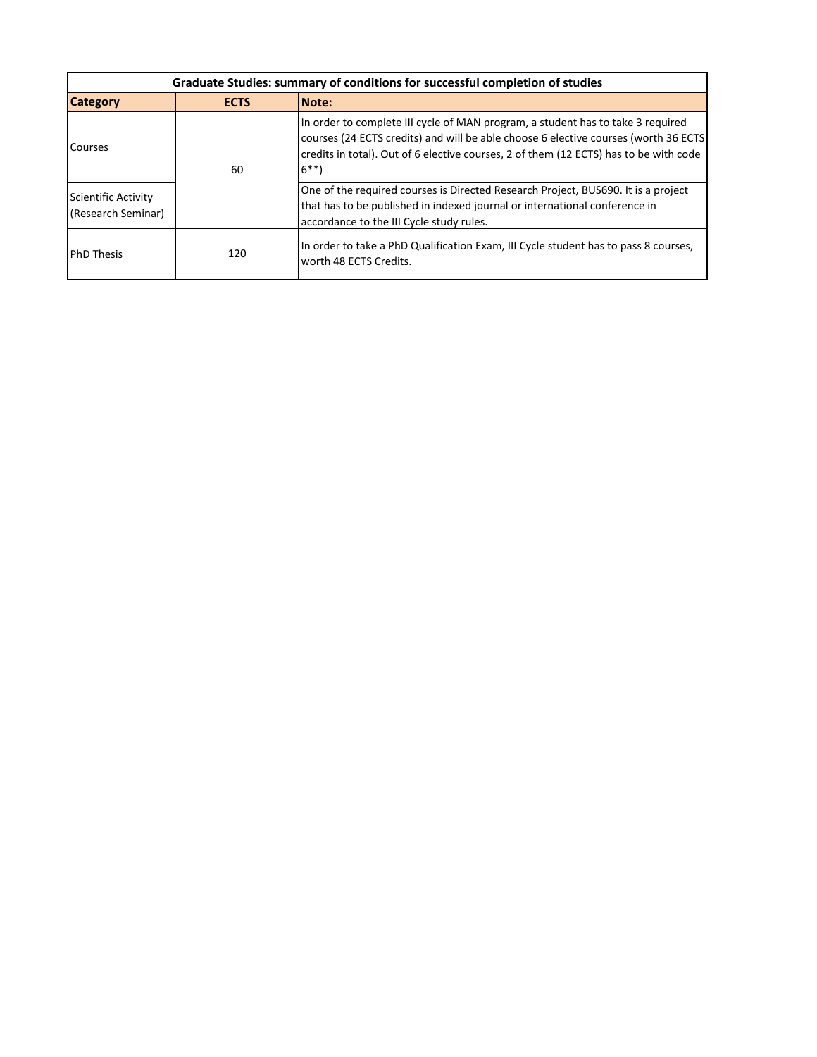| Graduate Studies: summary of conditions for successful completion of studies | | |
|---|---|---|
| **Category** | **ECTS** | **Note:** |
| Courses | 60 | In order to complete III cycle of MAN program, a student has to take 3 required courses (24 ECTS credits) and will be able choose 6 elective courses (worth 36 ECTS credits in total). Out of 6 elective courses, 2 of them (12 ECTS) has to be with code 6**) |
| Scientific Activity (Research Seminar) | | One of the required courses is Directed Research Project, BUS690. It is a project that has to be published in indexed journal or international conference in accordance to the III Cycle study rules. |
| PhD Thesis | 120 | In order to take a PhD Qualification Exam, III Cycle student has to pass 8 courses, worth 48 ECTS Credits. |